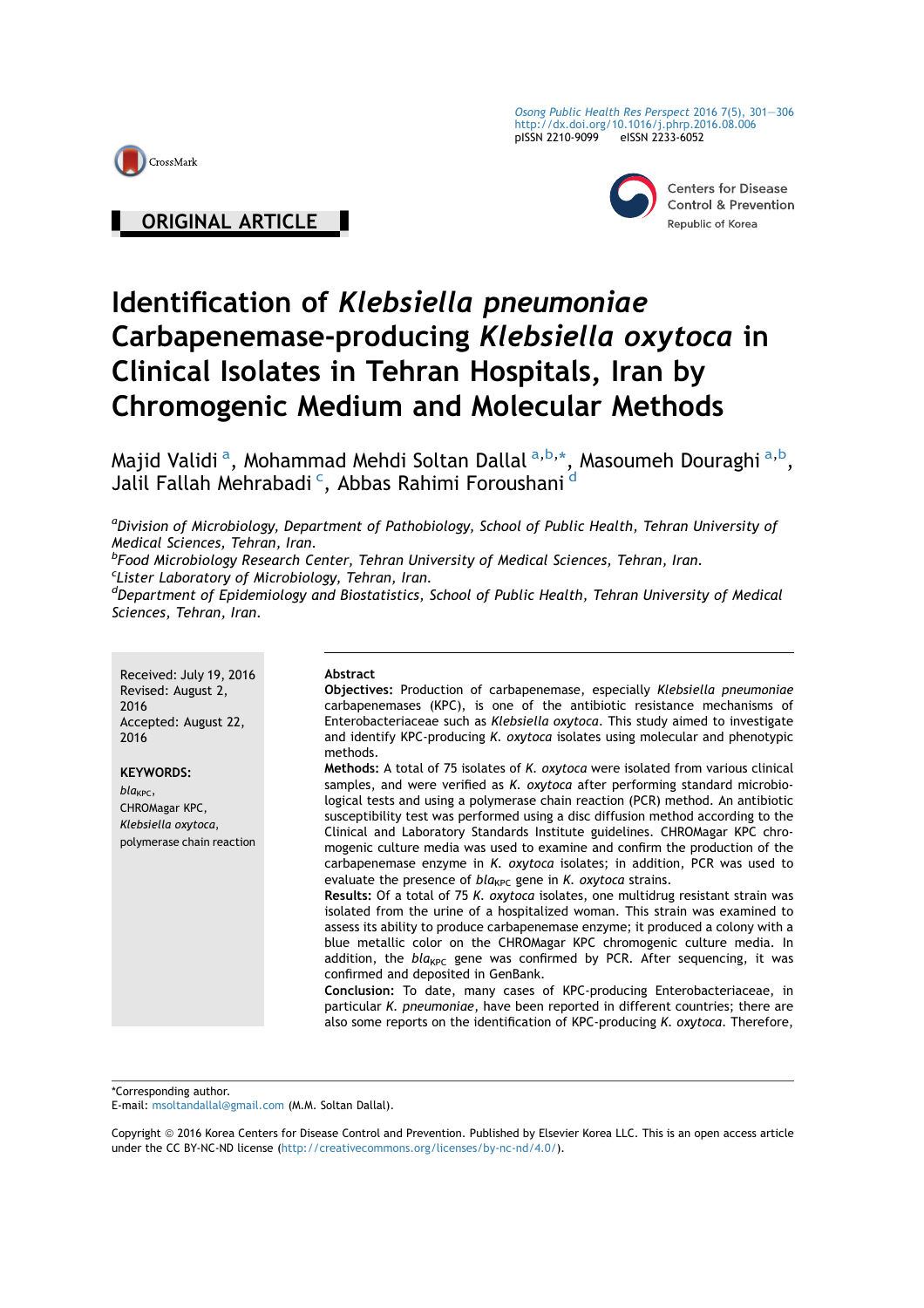ORIGINAL ARTICLE

# Identification of *Klebsiella pneumoniae* Carbapenemase-producing *Klebsiella oxytoca* in Clinical Isolates in Tehran Hospitals, Iran by Chromogenic Medium and Molecular Methods

Majid Validi [a], Mohammad Mehdi Soltan Dallal [a,b,*], Masoumeh Douraghi [a,b], Jalil Fallah Mehrabadi [c], Abbas Rahimi Foroushani [d]

[a]*Division of Microbiology, Department of Pathobiology, School of Public Health, Tehran University of Medical Sciences, Tehran, Iran.*
[b]*Food Microbiology Research Center, Tehran University of Medical Sciences, Tehran, Iran.*
[c]*Lister Laboratory of Microbiology, Tehran, Iran.*
[d]*Department of Epidemiology and Biostatistics, School of Public Health, Tehran University of Medical Sciences, Tehran, Iran.*

Received: July 19, 2016
Revised: August 2, 2016
Accepted: August 22, 2016

**KEYWORDS:**
$bla_{KPC}$,
CHROMagar KPC,
*Klebsiella oxytoca*,
polymerase chain reaction

**Abstract**

**Objectives:** Production of carbapenemase, especially *Klebsiella pneumoniae* carbapenemases (KPC), is one of the antibiotic resistance mechanisms of Enterobacteriaceae such as *Klebsiella oxytoca*. This study aimed to investigate and identify KPC-producing *K. oxytoca* isolates using molecular and phenotypic methods.

**Methods:** A total of 75 isolates of *K. oxytoca* were isolated from various clinical samples, and were verified as *K. oxytoca* after performing standard microbiological tests and using a polymerase chain reaction (PCR) method. An antibiotic susceptibility test was performed using a disc diffusion method according to the Clinical and Laboratory Standards Institute guidelines. CHROMagar KPC chromogenic culture media was used to examine and confirm the production of the carbapenemase enzyme in *K. oxytoca* isolates; in addition, PCR was used to evaluate the presence of $bla_{KPC}$ gene in *K. oxytoca* strains.

**Results:** Of a total of 75 *K. oxytoca* isolates, one multidrug resistant strain was isolated from the urine of a hospitalized woman. This strain was examined to assess its ability to produce carbapenemase enzyme; it produced a colony with a blue metallic color on the CHROMagar KPC chromogenic culture media. In addition, the $bla_{KPC}$ gene was confirmed by PCR. After sequencing, it was confirmed and deposited in GenBank.

**Conclusion:** To date, many cases of KPC-producing Enterobacteriaceae, in particular *K. pneumoniae*, have been reported in different countries; there are also some reports on the identification of KPC-producing *K. oxytoca*. Therefore,

*Corresponding author.
E-mail: msoltandallal@gmail.com (M.M. Soltan Dallal).

Copyright © 2016 Korea Centers for Disease Control and Prevention. Published by Elsevier Korea LLC. This is an open access article under the CC BY-NC-ND license (http://creativecommons.org/licenses/by-nc-nd/4.0/).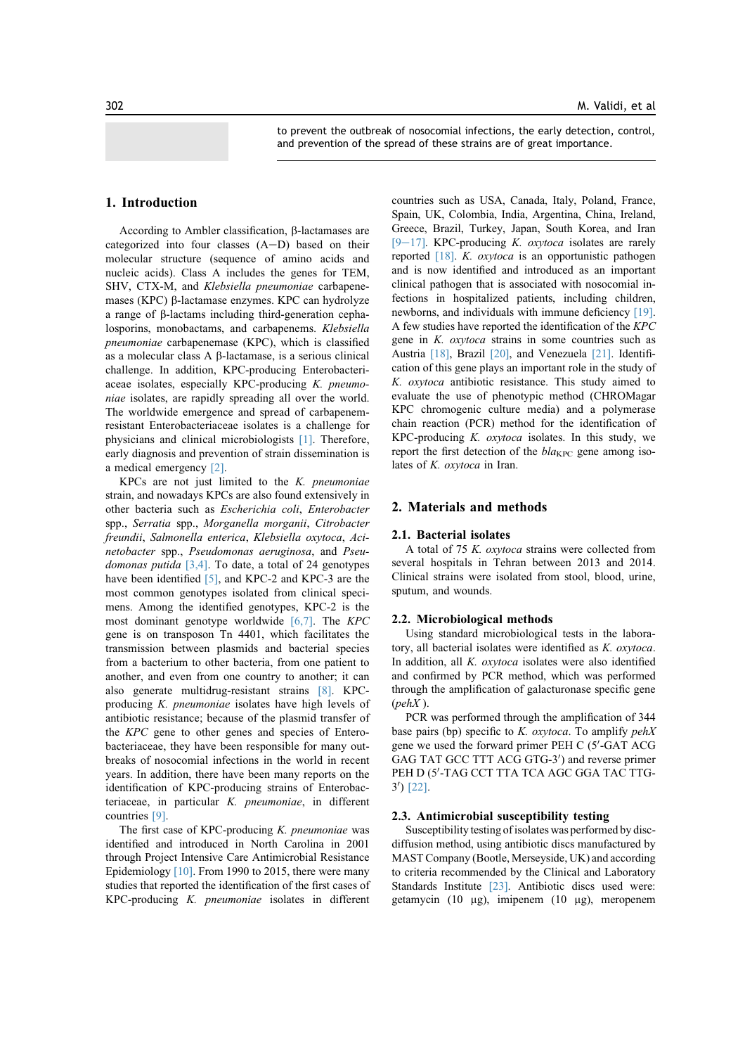to prevent the outbreak of nosocomial infections, the early detection, control, and prevention of the spread of these strains are of great importance.

## 1. Introduction

According to Ambler classification, β-lactamases are categorized into four classes (A—D) based on their molecular structure (sequence of amino acids and nucleic acids). Class A includes the genes for TEM, SHV, CTX-M, and *Klebsiella pneumoniae* carbapenemases (KPC) β-lactamase enzymes. KPC can hydrolyze a range of β-lactams including third-generation cephalosporins, monobactams, and carbapenems. *Klebsiella pneumoniae* carbapenemase (KPC), which is classified as a molecular class A β-lactamase, is a serious clinical challenge. In addition, KPC-producing Enterobacteriaceae isolates, especially KPC-producing *K. pneumoniae* isolates, are rapidly spreading all over the world. The worldwide emergence and spread of carbapenem-resistant Enterobacteriaceae isolates is a challenge for physicians and clinical microbiologists [1]. Therefore, early diagnosis and prevention of strain dissemination is a medical emergency [2].

KPCs are not just limited to the *K. pneumoniae* strain, and nowadays KPCs are also found extensively in other bacteria such as *Escherichia coli*, *Enterobacter* spp., *Serratia* spp., *Morganella morganii*, *Citrobacter freundii*, *Salmonella enterica*, *Klebsiella oxytoca*, *Acinetobacter* spp., *Pseudomonas aeruginosa*, and *Pseudomonas putida* [3,4]. To date, a total of 24 genotypes have been identified [5], and KPC-2 and KPC-3 are the most common genotypes isolated from clinical specimens. Among the identified genotypes, KPC-2 is the most dominant genotype worldwide [6,7]. The *KPC* gene is on transposon Tn 4401, which facilitates the transmission between plasmids and bacterial species from a bacterium to other bacteria, from one patient to another, and even from one country to another; it can also generate multidrug-resistant strains [8]. KPC-producing *K. pneumoniae* isolates have high levels of antibiotic resistance; because of the plasmid transfer of the *KPC* gene to other genes and species of Enterobacteriaceae, they have been responsible for many outbreaks of nosocomial infections in the world in recent years. In addition, there have been many reports on the identification of KPC-producing strains of Enterobacteriaceae, in particular *K. pneumoniae*, in different countries [9].

The first case of KPC-producing *K. pneumoniae* was identified and introduced in North Carolina in 2001 through Project Intensive Care Antimicrobial Resistance Epidemiology [10]. From 1990 to 2015, there were many studies that reported the identification of the first cases of KPC-producing *K. pneumoniae* isolates in different countries such as USA, Canada, Italy, Poland, France, Spain, UK, Colombia, India, Argentina, China, Ireland, Greece, Brazil, Turkey, Japan, South Korea, and Iran [9—17]. KPC-producing *K. oxytoca* isolates are rarely reported [18]. *K. oxytoca* is an opportunistic pathogen and is now identified and introduced as an important clinical pathogen that is associated with nosocomial infections in hospitalized patients, including children, newborns, and individuals with immune deficiency [19]. A few studies have reported the identification of the *KPC* gene in *K. oxytoca* strains in some countries such as Austria [18], Brazil [20], and Venezuela [21]. Identification of this gene plays an important role in the study of *K. oxytoca* antibiotic resistance. This study aimed to evaluate the use of phenotypic method (CHROMagar KPC chromogenic culture media) and a polymerase chain reaction (PCR) method for the identification of KPC-producing *K. oxytoca* isolates. In this study, we report the first detection of the $bla_{\text{KPC}}$ gene among isolates of *K. oxytoca* in Iran.

## 2. Materials and methods

### 2.1. Bacterial isolates

A total of 75 *K. oxytoca* strains were collected from several hospitals in Tehran between 2013 and 2014. Clinical strains were isolated from stool, blood, urine, sputum, and wounds.

### 2.2. Microbiological methods

Using standard microbiological tests in the laboratory, all bacterial isolates were identified as *K. oxytoca*. In addition, all *K. oxytoca* isolates were also identified and confirmed by PCR method, which was performed through the amplification of galacturonase specific gene (*pehX* ).

PCR was performed through the amplification of 344 base pairs (bp) specific to *K. oxytoca*. To amplify *pehX* gene we used the forward primer PEH C (5′-GAT ACG GAG TAT GCC TTT ACG GTG-3′) and reverse primer PEH D (5′-TAG CCT TTA TCA AGC GGA TAC TTG-3′) [22].

### 2.3. Antimicrobial susceptibility testing

Susceptibility testing of isolates was performed by disc-diffusion method, using antibiotic discs manufactured by MAST Company (Bootle, Merseyside, UK) and according to criteria recommended by the Clinical and Laboratory Standards Institute [23]. Antibiotic discs used were: getamycin (10 μg), imipenem (10 μg), meropenem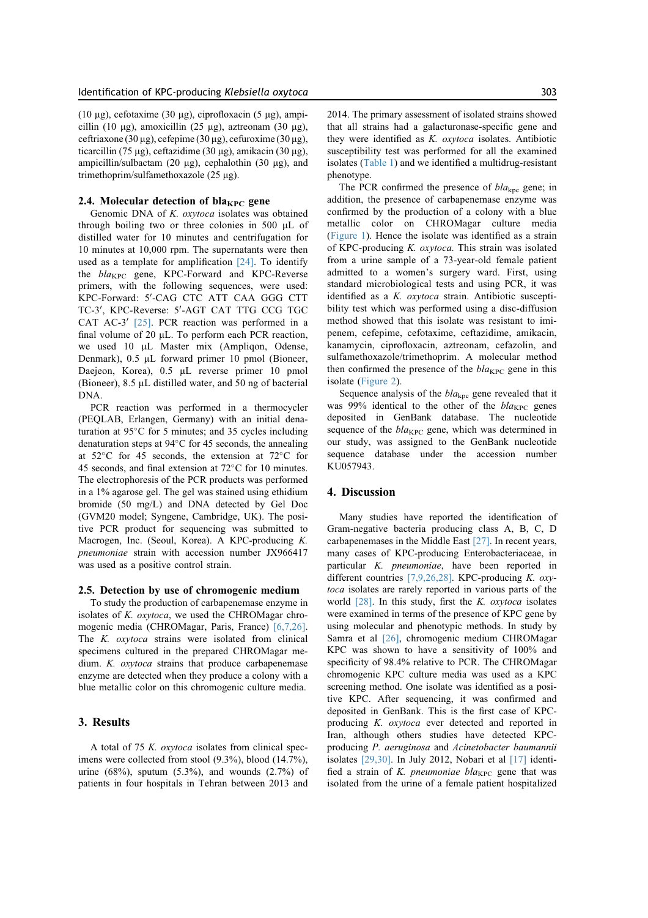(10 μg), cefotaxime (30 μg), ciprofloxacin (5 μg), ampicillin (10 μg), amoxicillin (25 μg), aztreonam (30 μg), ceftriaxone (30 μg), cefepime (30 μg), cefuroxime (30 μg), ticarcillin (75 μg), ceftazidime (30 μg), amikacin (30 μg), ampicillin/sulbactam (20 μg), cephalothin (30 μg), and trimethoprim/sulfamethoxazole (25 μg).

### 2.4. Molecular detection of $bla_{KPC}$ gene

Genomic DNA of *K. oxytoca* isolates was obtained through boiling two or three colonies in 500 μL of distilled water for 10 minutes and centrifugation for 10 minutes at 10,000 rpm. The supernatants were then used as a template for amplification [24]. To identify the $bla_{KPC}$ gene, KPC-Forward and KPC-Reverse primers, with the following sequences, were used: KPC-Forward: 5′-CAG CTC ATT CAA GGG CTT TC-3′, KPC-Reverse: 5′-AGT CAT TTG CCG TGC CAT AC-3′ [25]. PCR reaction was performed in a final volume of 20 μL. To perform each PCR reaction, we used 10 μL Master mix (Ampliqon, Odense, Denmark), 0.5 μL forward primer 10 pmol (Bioneer, Daejeon, Korea), 0.5 μL reverse primer 10 pmol (Bioneer), 8.5 μL distilled water, and 50 ng of bacterial DNA.

PCR reaction was performed in a thermocycler (PEQLAB, Erlangen, Germany) with an initial denaturation at 95°C for 5 minutes; and 35 cycles including denaturation steps at 94°C for 45 seconds, the annealing at 52°C for 45 seconds, the extension at 72°C for 45 seconds, and final extension at 72°C for 10 minutes. The electrophoresis of the PCR products was performed in a 1% agarose gel. The gel was stained using ethidium bromide (50 mg/L) and DNA detected by Gel Doc (GVM20 model; Syngene, Cambridge, UK). The positive PCR product for sequencing was submitted to Macrogen, Inc. (Seoul, Korea). A KPC-producing *K. pneumoniae* strain with accession number JX966417 was used as a positive control strain.

### 2.5. Detection by use of chromogenic medium

To study the production of carbapenemase enzyme in isolates of *K. oxytoca*, we used the CHROMagar chromogenic media (CHROMagar, Paris, France) [6,7,26]. The *K. oxytoca* strains were isolated from clinical specimens cultured in the prepared CHROMagar medium. *K. oxytoca* strains that produce carbapenemase enzyme are detected when they produce a colony with a blue metallic color on this chromogenic culture media.

## 3. Results

A total of 75 *K. oxytoca* isolates from clinical specimens were collected from stool (9.3%), blood (14.7%), urine (68%), sputum (5.3%), and wounds (2.7%) of patients in four hospitals in Tehran between 2013 and 2014. The primary assessment of isolated strains showed that all strains had a galacturonase-specific gene and they were identified as *K. oxytoca* isolates. Antibiotic susceptibility test was performed for all the examined isolates (Table 1) and we identified a multidrug-resistant phenotype.

The PCR confirmed the presence of $bla_{kpc}$ gene; in addition, the presence of carbapenemase enzyme was confirmed by the production of a colony with a blue metallic color on CHROMagar culture media (Figure 1). Hence the isolate was identified as a strain of KPC-producing *K. oxytoca.* This strain was isolated from a urine sample of a 73-year-old female patient admitted to a women's surgery ward. First, using standard microbiological tests and using PCR, it was identified as a *K. oxytoca* strain. Antibiotic susceptibility test which was performed using a disc-diffusion method showed that this isolate was resistant to imipenem, cefepime, cefotaxime, ceftazidime, amikacin, kanamycin, ciprofloxacin, aztreonam, cefazolin, and sulfamethoxazole/trimethoprim. A molecular method then confirmed the presence of the $bla_{KPC}$ gene in this isolate (Figure 2).

Sequence analysis of the $bla_{kpc}$ gene revealed that it was 99% identical to the other of the $bla_{KPC}$ genes deposited in GenBank database. The nucleotide sequence of the $bla_{KPC}$ gene, which was determined in our study, was assigned to the GenBank nucleotide sequence database under the accession number KU057943.

## 4. Discussion

Many studies have reported the identification of Gram-negative bacteria producing class A, B, C, D carbapenemases in the Middle East [27]. In recent years, many cases of KPC-producing Enterobacteriaceae, in particular *K. pneumoniae*, have been reported in different countries [7,9,26,28]. KPC-producing *K. oxytoca* isolates are rarely reported in various parts of the world [28]. In this study, first the *K. oxytoca* isolates were examined in terms of the presence of KPC gene by using molecular and phenotypic methods. In study by Samra et al [26], chromogenic medium CHROMagar KPC was shown to have a sensitivity of 100% and specificity of 98.4% relative to PCR. The CHROMagar chromogenic KPC culture media was used as a KPC screening method. One isolate was identified as a positive KPC. After sequencing, it was confirmed and deposited in GenBank. This is the first case of KPC-producing *K. oxytoca* ever detected and reported in Iran, although others studies have detected KPC-producing *P. aeruginosa* and *Acinetobacter baumannii* isolates [29,30]. In July 2012, Nobari et al [17] identified a strain of *K. pneumoniae* $bla_{KPC}$ gene that was isolated from the urine of a female patient hospitalized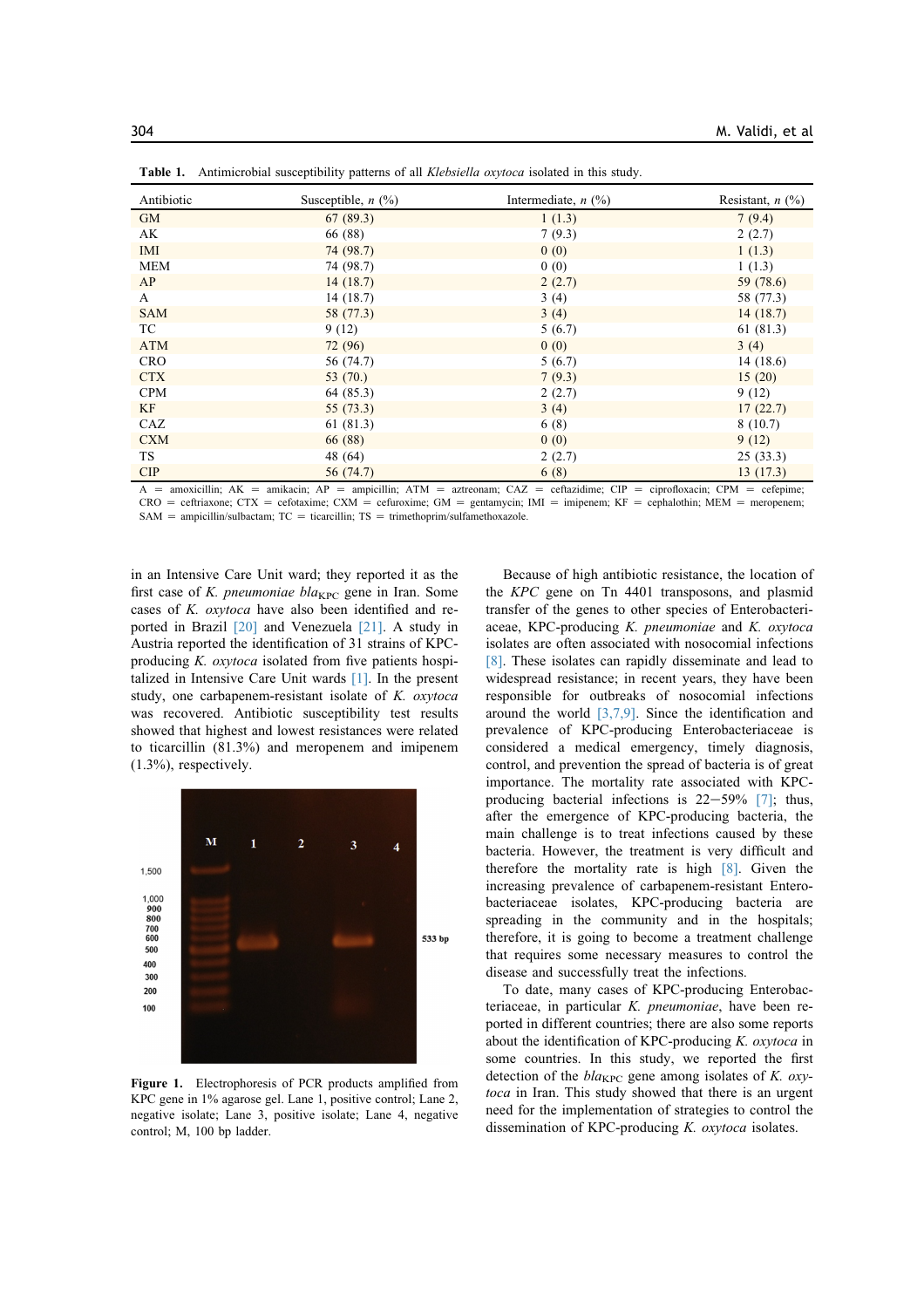**Table 1.** Antimicrobial susceptibility patterns of all *Klebsiella oxytoca* isolated in this study.

| Antibiotic | Susceptible, *n* (%) | Intermediate, *n* (%) | Resistant, *n* (%) |
|---|---|---|---|
| GM | 67 (89.3) | 1 (1.3) | 7 (9.4) |
| AK | 66 (88) | 7 (9.3) | 2 (2.7) |
| IMI | 74 (98.7) | 0 (0) | 1 (1.3) |
| MEM | 74 (98.7) | 0 (0) | 1 (1.3) |
| AP | 14 (18.7) | 2 (2.7) | 59 (78.6) |
| A | 14 (18.7) | 3 (4) | 58 (77.3) |
| SAM | 58 (77.3) | 3 (4) | 14 (18.7) |
| TC | 9 (12) | 5 (6.7) | 61 (81.3) |
| ATM | 72 (96) | 0 (0) | 3 (4) |
| CRO | 56 (74.7) | 5 (6.7) | 14 (18.6) |
| CTX | 53 (70.) | 7 (9.3) | 15 (20) |
| CPM | 64 (85.3) | 2 (2.7) | 9 (12) |
| KF | 55 (73.3) | 3 (4) | 17 (22.7) |
| CAZ | 61 (81.3) | 6 (8) | 8 (10.7) |
| CXM | 66 (88) | 0 (0) | 9 (12) |
| TS | 48 (64) | 2 (2.7) | 25 (33.3) |
| CIP | 56 (74.7) | 6 (8) | 13 (17.3) |

A = amoxicillin; AK = amikacin; AP = ampicillin; ATM = aztreonam; CAZ = ceftazidime; CIP = ciprofloxacin; CPM = cefepime; CRO = ceftriaxone; CTX = cefotaxime; CXM = cefuroxime; GM = gentamycin; IMI = imipenem; KF = cephalothin; MEM = meropenem; SAM = ampicillin/sulbactam; TC = ticarcillin; TS = trimethoprim/sulfamethoxazole.

in an Intensive Care Unit ward; they reported it as the first case of *K. pneumoniae* $bla_{KPC}$ gene in Iran. Some cases of *K. oxytoca* have also been identified and reported in Brazil [20] and Venezuela [21]. A study in Austria reported the identification of 31 strains of KPC-producing *K. oxytoca* isolated from five patients hospitalized in Intensive Care Unit wards [1]. In the present study, one carbapenem-resistant isolate of *K. oxytoca* was recovered. Antibiotic susceptibility test results showed that highest and lowest resistances were related to ticarcillin (81.3%) and meropenem and imipenem (1.3%), respectively.

**Figure 1.** Electrophoresis of PCR products amplified from KPC gene in 1% agarose gel. Lane 1, positive control; Lane 2, negative isolate; Lane 3, positive isolate; Lane 4, negative control; M, 100 bp ladder.

Because of high antibiotic resistance, the location of the *KPC* gene on Tn 4401 transposons, and plasmid transfer of the genes to other species of Enterobacteriaceae, KPC-producing *K. pneumoniae* and *K. oxytoca* isolates are often associated with nosocomial infections [8]. These isolates can rapidly disseminate and lead to widespread resistance; in recent years, they have been responsible for outbreaks of nosocomial infections around the world [3,7,9]. Since the identification and prevalence of KPC-producing Enterobacteriaceae is considered a medical emergency, timely diagnosis, control, and prevention the spread of bacteria is of great importance. The mortality rate associated with KPC-producing bacterial infections is 22−59% [7]; thus, after the emergence of KPC-producing bacteria, the main challenge is to treat infections caused by these bacteria. However, the treatment is very difficult and therefore the mortality rate is high [8]. Given the increasing prevalence of carbapenem-resistant Enterobacteriaceae isolates, KPC-producing bacteria are spreading in the community and in the hospitals; therefore, it is going to become a treatment challenge that requires some necessary measures to control the disease and successfully treat the infections.

To date, many cases of KPC-producing Enterobacteriaceae, in particular *K. pneumoniae*, have been reported in different countries; there are also some reports about the identification of KPC-producing *K. oxytoca* in some countries. In this study, we reported the first detection of the $bla_{KPC}$ gene among isolates of *K. oxytoca* in Iran. This study showed that there is an urgent need for the implementation of strategies to control the dissemination of KPC-producing *K. oxytoca* isolates.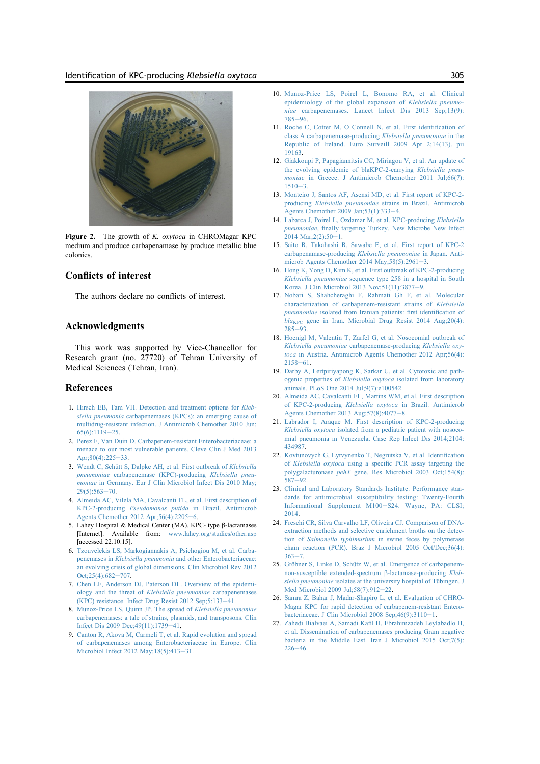Figure 2. The growth of *K. oxytoca* in CHROMagar KPC medium and produce carbapenamase by produce metallic blue colonies.

## Conflicts of interest

The authors declare no conflicts of interest.

## Acknowledgments

This work was supported by Vice-Chancellor for Research grant (no. 27720) of Tehran University of Medical Sciences (Tehran, Iran).

## References

1. Hirsch EB, Tam VH. Detection and treatment options for *Klebsiella pneumonia* carbapenemases (KPCs): an emerging cause of multidrug-resistant infection. J Antimicrob Chemother 2010 Jun;65(6):1119–25.
2. Perez F, Van Duin D. Carbapenem-resistant Enterobacteriaceae: a menace to our most vulnerable patients. Cleve Clin J Med 2013 Apr;80(4):225–33.
3. Wendt C, Schütt S, Dalpke AH, et al. First outbreak of *Klebsiella pneumoniae* carbapenemase (KPC)-producing *Klebsiella pneumoniae* in Germany. Eur J Clin Microbiol Infect Dis 2010 May;29(5):563–70.
4. Almeida AC, Vilela MA, Cavalcanti FL, et al. First description of KPC-2-producing *Pseudomonas putida* in Brazil. Antimicrob Agents Chemother 2012 Apr;56(4):2205–6.
5. Lahey Hospital & Medical Center (MA). KPC- type β-lactamases [Internet]. Available from: www.lahey.org/studies/other.asp [accessed 22.10.15].
6. Tzouvelekis LS, Markogiannakis A, Psichogiou M, et al. Carbapenemases in *Klebsiella pneumonia* and other Enterobacteriaceae: an evolving crisis of global dimensions. Clin Microbiol Rev 2012 Oct;25(4):682–707.
7. Chen LF, Anderson DJ, Paterson DL. Overview of the epidemiology and the threat of *Klebsiella pneumoniae* carbapenemases (KPC) resistance. Infect Drug Resist 2012 Sep;5:133–41.
8. Munoz-Price LS, Quinn JP. The spread of *Klebsiella pneumoniae* carbapenemases: a tale of strains, plasmids, and transposons. Clin Infect Dis 2009 Dec;49(11):1739–41.
9. Canton R, Akova M, Carmeli T, et al. Rapid evolution and spread of carbapenemases among Enterobacteriaceae in Europe. Clin Microbiol Infect 2012 May;18(5):413–31.
10. Munoz-Price LS, Poirel L, Bonomo RA, et al. Clinical epidemiology of the global expansion of *Klebsiella pneumoniae* carbapenemases. Lancet Infect Dis 2013 Sep;13(9):785–96.
11. Roche C, Cotter M, O Connell N, et al. First identification of class A carbapenemase-producing *Klebsiella pneumoniae* in the Republic of Ireland. Euro Surveill 2009 Apr 2;14(13). pii 19163.
12. Giakkoupi P, Papagiannitsis CC, Miriagou V, et al. An update of the evolving epidemic of blaKPC-2-carrying *Klebsiella pneumoniae* in Greece. J Antimicrob Chemother 2011 Jul;66(7):1510–3.
13. Monteiro J, Santos AF, Asensi MD, et al. First report of KPC-2-producing *Klebsiella pneumoniae* strains in Brazil. Antimicrob Agents Chemother 2009 Jan;53(1):333–4.
14. Labarca J, Poirel L, Ozdamar M, et al. KPC-producing *Klebsiella pneumoniae*, finally targeting Turkey. New Microbe New Infect 2014 Mar;2(2):50–1.
15. Saito R, Takahashi R, Sawabe E, et al. First report of KPC-2 carbapenemase-producing *Klebsiella pneumoniae* in Japan. Antimicrob Agents Chemother 2014 May;58(5):2961–3.
16. Hong K, Yong D, Kim K, et al. First outbreak of KPC-2-producing *Klebsiella pneumoniae* sequence type 258 in a hospital in South Korea. J Clin Microbiol 2013 Nov;51(11):3877–9.
17. Nobari S, Shahcheraghi F, Rahmati Gh F, et al. Molecular characterization of carbapenem-resistant strains of *Klebsiella pneumoniae* isolated from Iranian patients: first identification of $bla_{KPC}$ gene in Iran. Microbial Drug Resist 2014 Aug;20(4):285–93.
18. Hoenigl M, Valentin T, Zarfel G, et al. Nosocomial outbreak of *Klebsiella pneumoniae* carbapenemase-producing *Klebsiella oxytoca* in Austria. Antimicrob Agents Chemother 2012 Apr;56(4):2158–61.
19. Darby A, Lertpiriyapong K, Sarkar U, et al. Cytotoxic and pathogenic properties of *Klebsiella oxytoca* isolated from laboratory animals. PLoS One 2014 Jul;9(7):e100542.
20. Almeida AC, Cavalcanti FL, Martins WM, et al. First description of KPC-2-producing *Klebsiella oxytoca* in Brazil. Antimicrob Agents Chemother 2013 Aug;57(8):4077–8.
21. Labrador I, Araque M. First description of KPC-2-producing *Klebsiella oxytoca* isolated from a pediatric patient with nosocomial pneumonia in Venezuela. Case Rep Infect Dis 2014;2104:434987.
22. Kovtunovych G, Lytvynenko T, Negrutska V, et al. Identification of *Klebsiella oxytoca* using a specific PCR assay targeting the polygalacturonase *pehX* gene. Res Microbiol 2003 Oct;154(8):587–92.
23. Clinical and Laboratory Standards Institute. Performance standards for antimicrobial susceptibility testing: Twenty-Fourth Informational Supplement M100–S24. Wayne, PA: CLSI; 2014.
24. Freschi CR, Silva Carvalho LF, Oliveira CJ. Comparison of DNA-extraction methods and selective enrichment broths on the detection of *Salmonella typhimurium* in swine feces by polymerase chain reaction (PCR). Braz J Microbiol 2005 Oct/Dec;36(4):363–7.
25. Gröbner S, Linke D, Schütz W, et al. Emergence of carbapenem-non-susceptible extended-spectrum β-lactamase-producing *Klebsiella pneumoniae* isolates at the university hospital of Tübingen. J Med Microbiol 2009 Jul;58(7):912–22.
26. Samra Z, Bahar J, Madar-Shapiro L, et al. Evaluation of CHROMagar KPC for rapid detection of carbapenem-resistant Enterobacteriaceae. J Clin Microbiol 2008 Sep;46(9):3110–1.
27. Zahedi Bialvaei A, Samadi Kafil H, Ebrahimzadeh Leylabadlo H, et al. Dissemination of carbapenemases producing Gram negative bacteria in the Middle East. Iran J Microbiol 2015 Oct;7(5):226–46.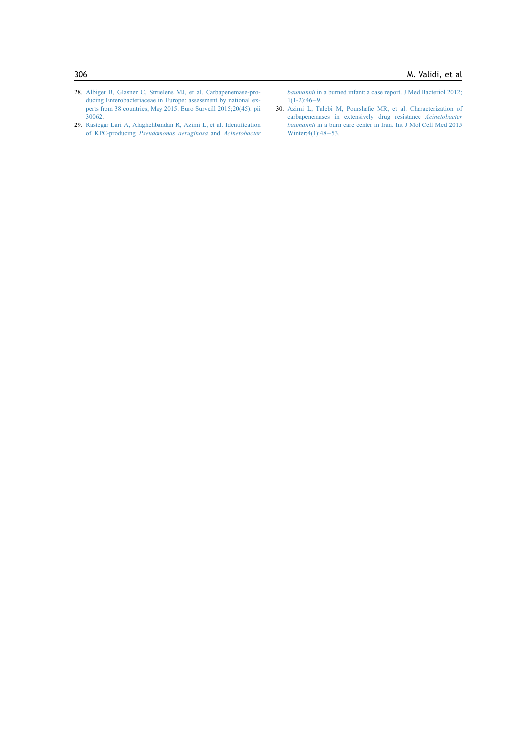28. Albiger B, Glasner C, Struelens MJ, et al. Carbapenemase-producing Enterobacteriaceae in Europe: assessment by national experts from 38 countries, May 2015. Euro Surveill 2015;20(45). pii 30062.
29. Rastegar Lari A, Alaghehbandan R, Azimi L, et al. Identification of KPC-producing *Pseudomonas aeruginosa* and *Acinetobacter baumannii* in a burned infant: a case report. J Med Bacteriol 2012; 1(1-2):46—9.
30. Azimi L, Talebi M, Pourshafie MR, et al. Characterization of carbapenemases in extensively drug resistance *Acinetobacter baumannii* in a burn care center in Iran. Int J Mol Cell Med 2015 Winter;4(1):48—53.